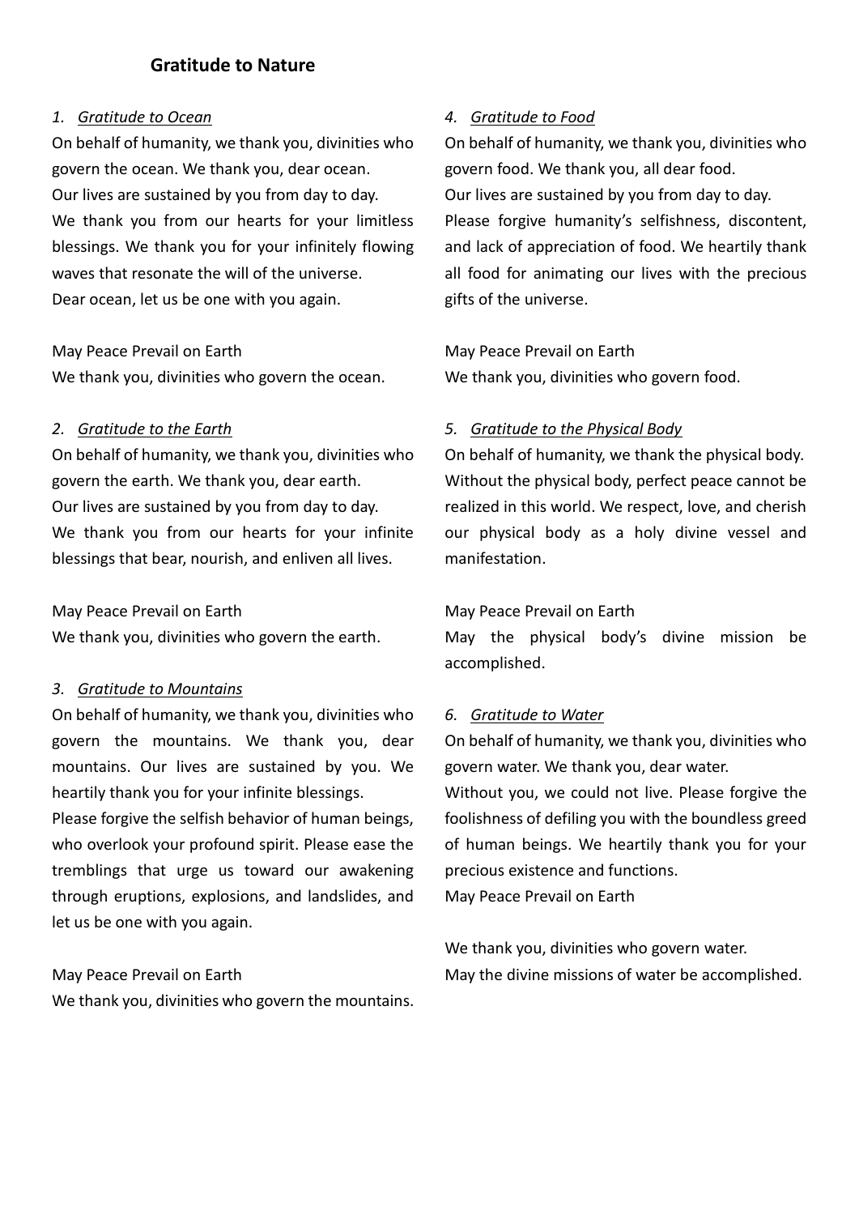## Gratitude to Nature

### 1. *Gratitude to Ocean*

On behalf of humanity, we thank you, divinities who govern the ocean. We thank you, dear ocean.
Our lives are sustained by you from day to day.
We thank you from our hearts for your limitless blessings. We thank you for your infinitely flowing waves that resonate the will of the universe.
Dear ocean, let us be one with you again.

May Peace Prevail on Earth
We thank you, divinities who govern the ocean.

### 2. *Gratitude to the Earth*

On behalf of humanity, we thank you, divinities who govern the earth. We thank you, dear earth.
Our lives are sustained by you from day to day.
We thank you from our hearts for your infinite blessings that bear, nourish, and enliven all lives.

May Peace Prevail on Earth
We thank you, divinities who govern the earth.

### 3. *Gratitude to Mountains*

On behalf of humanity, we thank you, divinities who govern the mountains. We thank you, dear mountains. Our lives are sustained by you. We heartily thank you for your infinite blessings.
Please forgive the selfish behavior of human beings, who overlook your profound spirit. Please ease the tremblings that urge us toward our awakening through eruptions, explosions, and landslides, and let us be one with you again.

May Peace Prevail on Earth
We thank you, divinities who govern the mountains.

### 4. *Gratitude to Food*

On behalf of humanity, we thank you, divinities who govern food. We thank you, all dear food.
Our lives are sustained by you from day to day.
Please forgive humanity's selfishness, discontent, and lack of appreciation of food. We heartily thank all food for animating our lives with the precious gifts of the universe.

May Peace Prevail on Earth
We thank you, divinities who govern food.

### 5. *Gratitude to the Physical Body*

On behalf of humanity, we thank the physical body. Without the physical body, perfect peace cannot be realized in this world. We respect, love, and cherish our physical body as a holy divine vessel and manifestation.

May Peace Prevail on Earth
May the physical body's divine mission be accomplished.

### 6. *Gratitude to Water*

On behalf of humanity, we thank you, divinities who govern water. We thank you, dear water.
Without you, we could not live. Please forgive the foolishness of defiling you with the boundless greed of human beings. We heartily thank you for your precious existence and functions.
May Peace Prevail on Earth

We thank you, divinities who govern water.
May the divine missions of water be accomplished.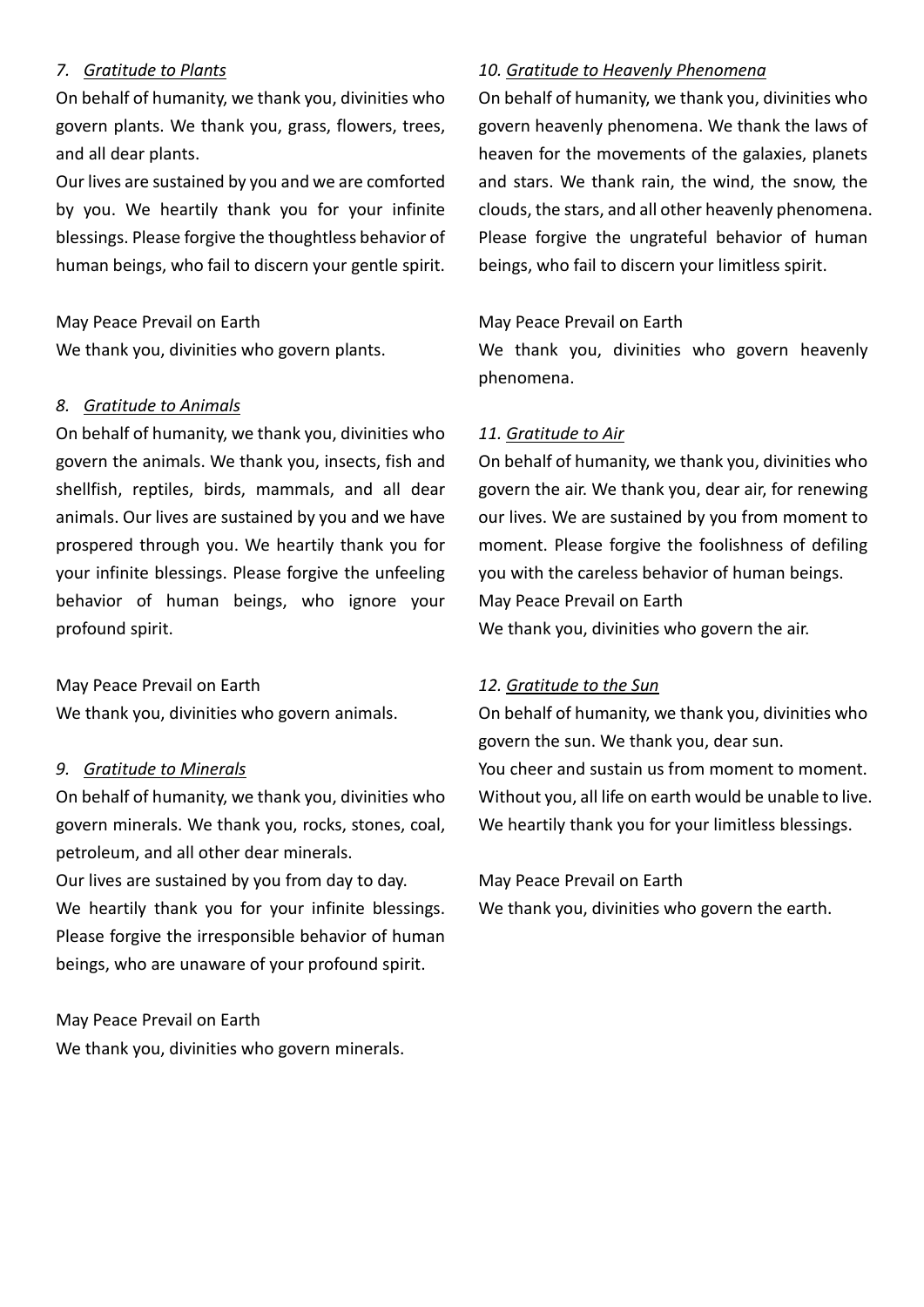*7. Gratitude to Plants*

On behalf of humanity, we thank you, divinities who govern plants. We thank you, grass, flowers, trees, and all dear plants.

Our lives are sustained by you and we are comforted by you. We heartily thank you for your infinite blessings. Please forgive the thoughtless behavior of human beings, who fail to discern your gentle spirit.

May Peace Prevail on Earth
We thank you, divinities who govern plants.

*8. Gratitude to Animals*

On behalf of humanity, we thank you, divinities who govern the animals. We thank you, insects, fish and shellfish, reptiles, birds, mammals, and all dear animals. Our lives are sustained by you and we have prospered through you. We heartily thank you for your infinite blessings. Please forgive the unfeeling behavior of human beings, who ignore your profound spirit.

May Peace Prevail on Earth
We thank you, divinities who govern animals.

*9. Gratitude to Minerals*

On behalf of humanity, we thank you, divinities who govern minerals. We thank you, rocks, stones, coal, petroleum, and all other dear minerals.

Our lives are sustained by you from day to day.
We heartily thank you for your infinite blessings. Please forgive the irresponsible behavior of human beings, who are unaware of your profound spirit.

May Peace Prevail on Earth
We thank you, divinities who govern minerals.

*10. Gratitude to Heavenly Phenomena*

On behalf of humanity, we thank you, divinities who govern heavenly phenomena. We thank the laws of heaven for the movements of the galaxies, planets and stars. We thank rain, the wind, the snow, the clouds, the stars, and all other heavenly phenomena. Please forgive the ungrateful behavior of human beings, who fail to discern your limitless spirit.

May Peace Prevail on Earth
We thank you, divinities who govern heavenly phenomena.

*11. Gratitude to Air*

On behalf of humanity, we thank you, divinities who govern the air. We thank you, dear air, for renewing our lives. We are sustained by you from moment to moment. Please forgive the foolishness of defiling you with the careless behavior of human beings.
May Peace Prevail on Earth
We thank you, divinities who govern the air.

*12. Gratitude to the Sun*

On behalf of humanity, we thank you, divinities who govern the sun. We thank you, dear sun.
You cheer and sustain us from moment to moment.
Without you, all life on earth would be unable to live.
We heartily thank you for your limitless blessings.

May Peace Prevail on Earth
We thank you, divinities who govern the earth.